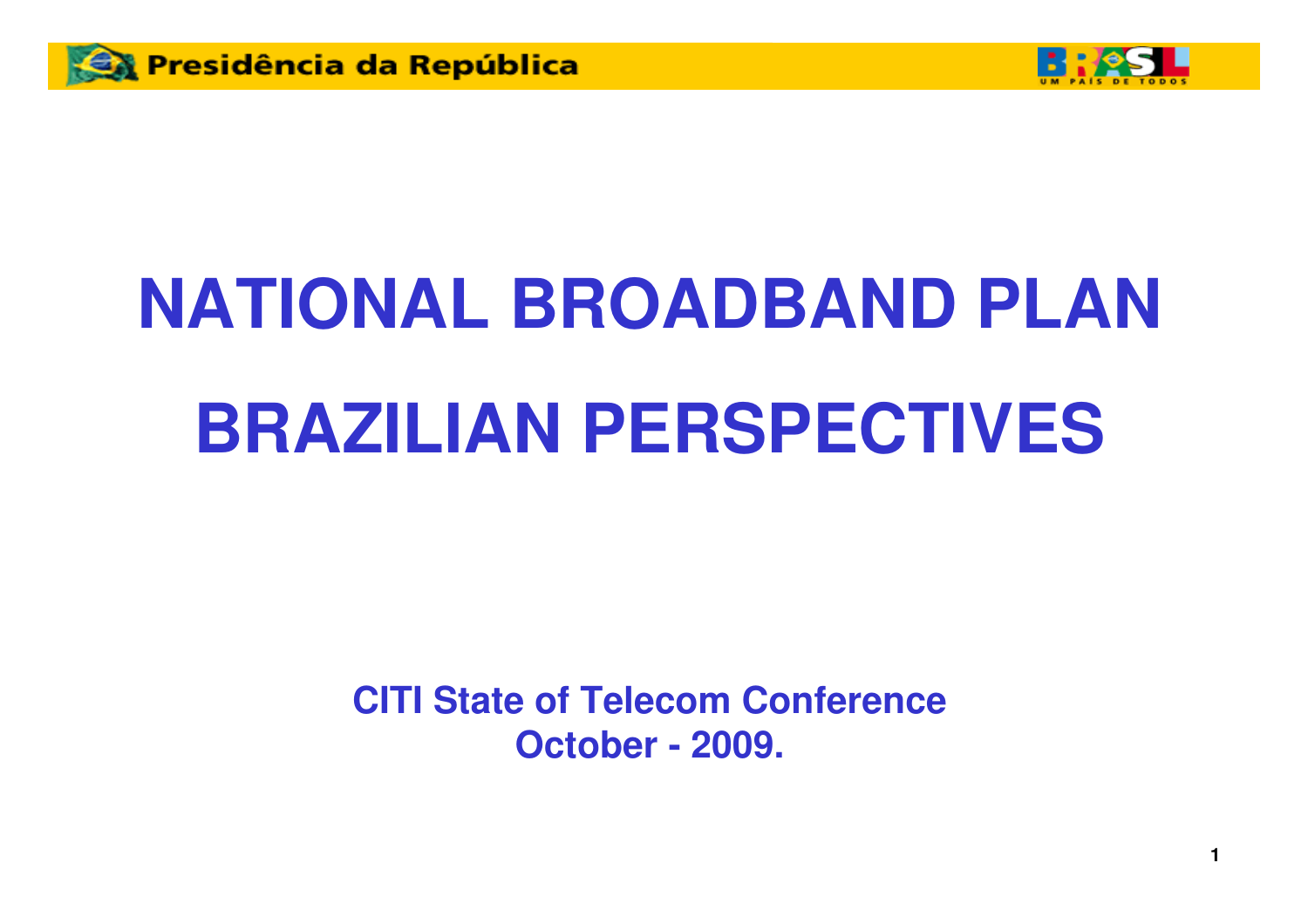Presidência da República

BRASIL UM PAÍS DE TODOS

# NATIONAL BROADBAND PLAN

# BRAZILIAN PERSPECTIVES

**CITI State of Telecom Conference**
**October - 2009.**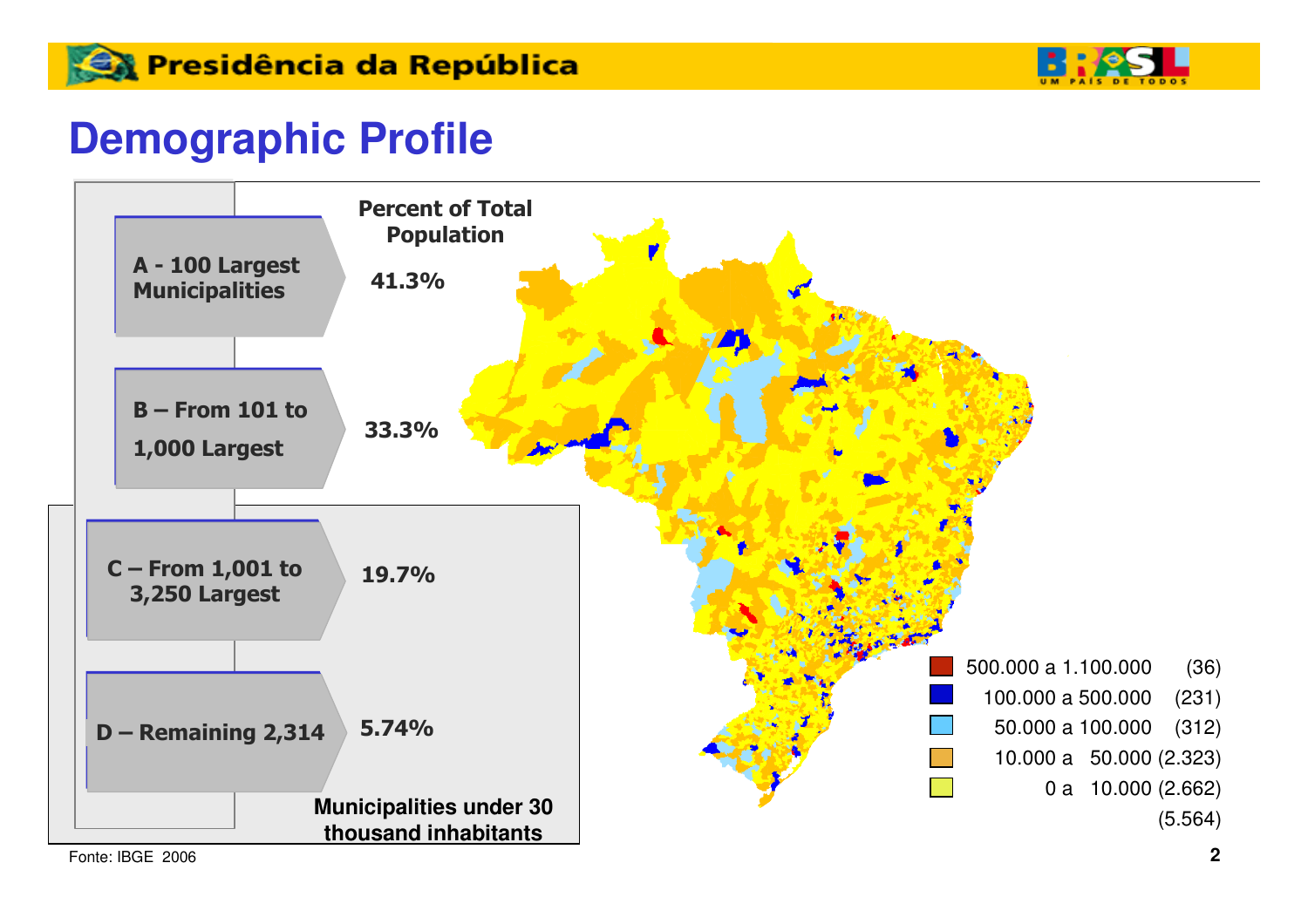# Demographic Profile

| | Percent of Total Population |
| --- | --- |
| A - 100 Largest Municipalities | 41.3% |
| B – From 101 to 1,000 Largest | 33.3% |
| C – From 1,001 to 3,250 Largest | 19.7% |
| D – Remaining 2,314 | 5.74% |

Municipalities under 30 thousand inhabitants

| | |
| --- | --- |
| 500.000 a 1.100.000 | (36) |
| 100.000 a 500.000 | (231) |
| 50.000 a 100.000 | (312) |
| 10.000 a 50.000 | (2.323) |
| 0 a 10.000 | (2.662) |
| | (5.564) |

Fonte: IBGE 2006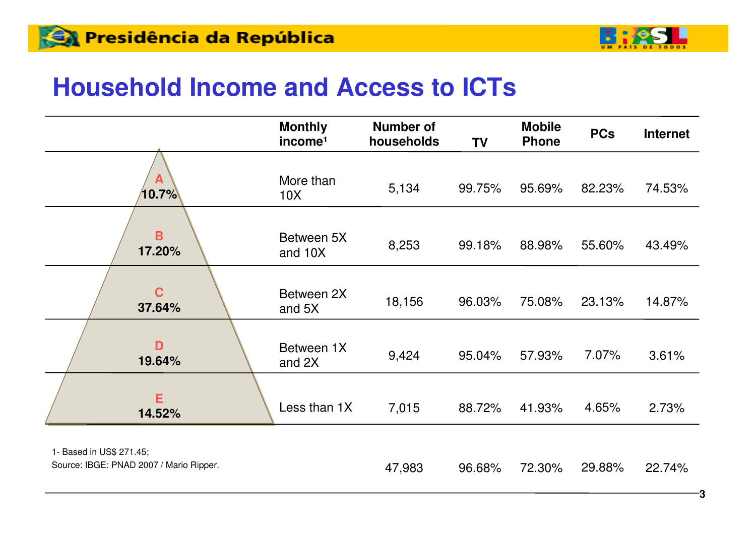# Household Income and Access to ICTs

| Class | Monthly income[1] | Number of households | TV | Mobile Phone | PCs | Internet |
|---|---|---|---|---|---|---|
| A 10.7% | More than 10X | 5,134 | 99.75% | 95.69% | 82.23% | 74.53% |
| B 17.20% | Between 5X and 10X | 8,253 | 99.18% | 88.98% | 55.60% | 43.49% |
| C 37.64% | Between 2X and 5X | 18,156 | 96.03% | 75.08% | 23.13% | 14.87% |
| D 19.64% | Between 1X and 2X | 9,424 | 95.04% | 57.93% | 7.07% | 3.61% |
| E 14.52% | Less than 1X | 7,015 | 88.72% | 41.93% | 4.65% | 2.73% |
| | | 47,983 | 96.68% | 72.30% | 29.88% | 22.74% |

1- Based in US$ 271.45;
Source: IBGE: PNAD 2007 / Mario Ripper.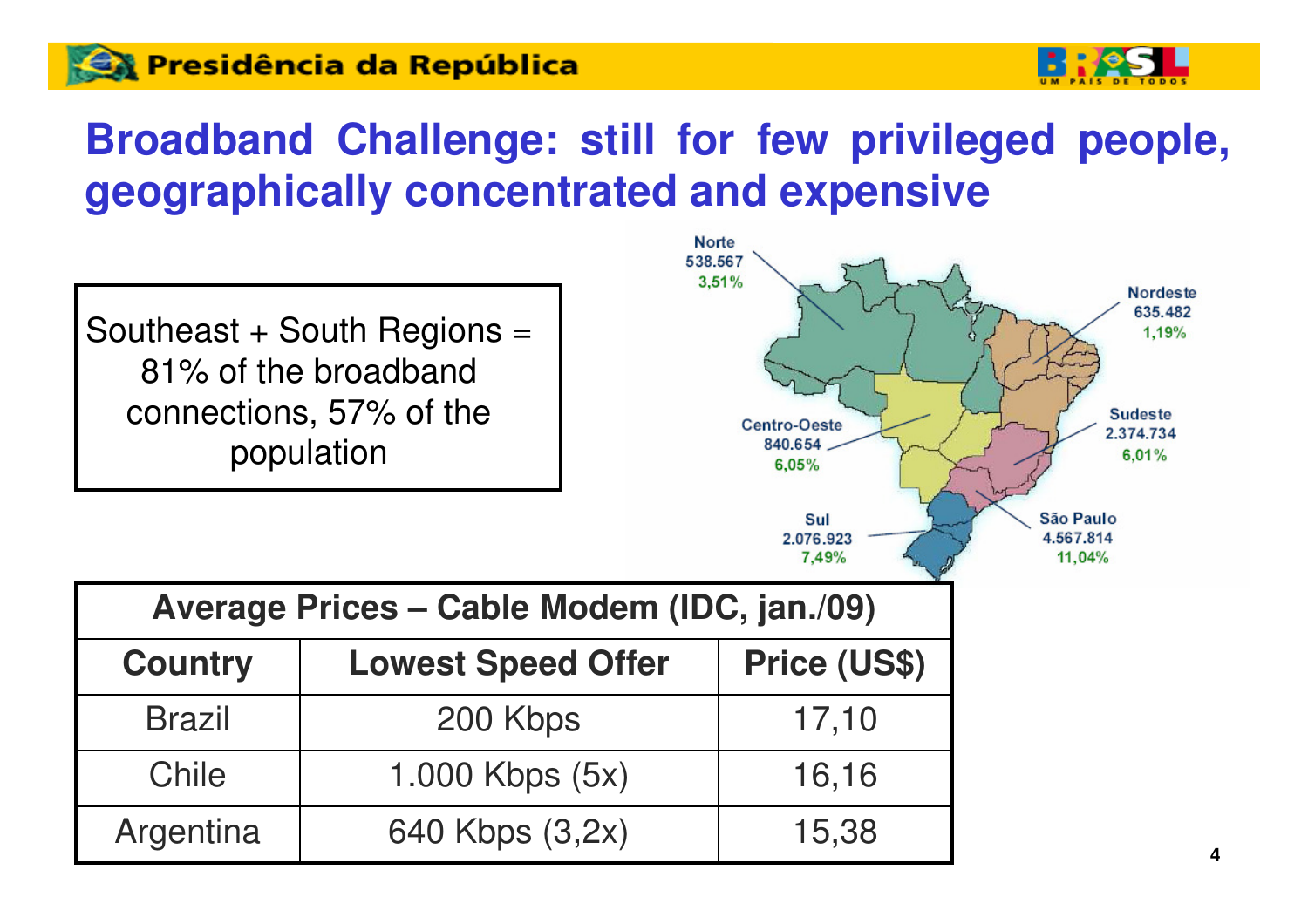# Broadband Challenge: still for few privileged people, geographically concentrated and expensive

Southeast + South Regions = 81% of the broadband connections, 57% of the population

Norte
538.567
3,51%

Nordeste
635.482
1,19%

Centro-Oeste
840.654
6,05%

Sudeste
2.374.734
6,01%

Sul
2.076.923
7,49%

São Paulo
4.567.814
11,04%

| Average Prices – Cable Modem (IDC, jan./09) | | |
|---|---|---|
| **Country** | **Lowest Speed Offer** | **Price (US$)** |
| Brazil | 200 Kbps | 17,10 |
| Chile | 1.000 Kbps (5x) | 16,16 |
| Argentina | 640 Kbps (3,2x) | 15,38 |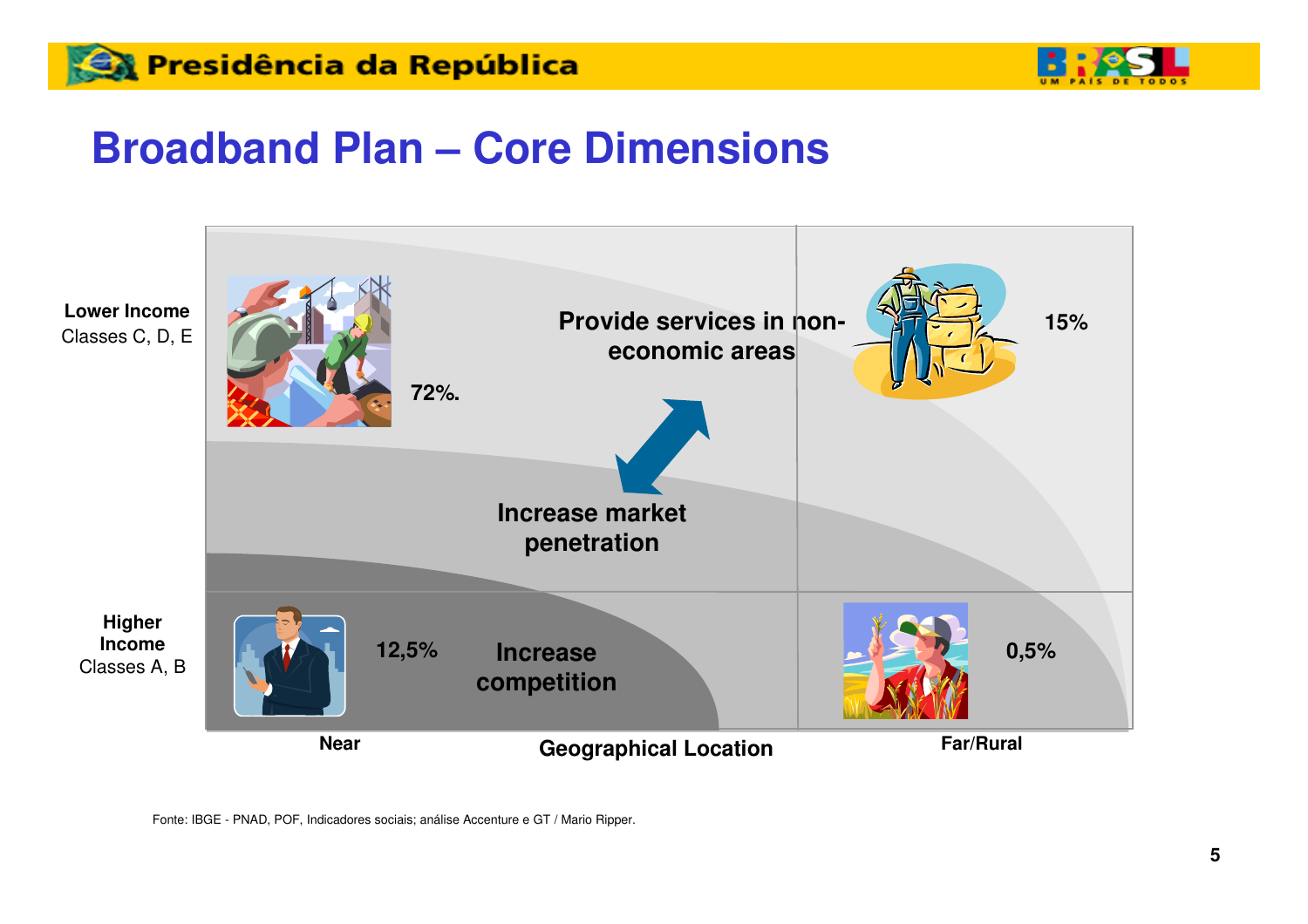# Broadband Plan – Core Dimensions

**Lower Income**
Classes C, D, E

**Higher Income**
Classes A, B

**72%.**

**Provide services in non-economic areas**

**15%**

**Increase market penetration**

**12,5%**

**Increase competition**

**0,5%**

**Near** — **Geographical Location** — **Far/Rural**

Fonte: IBGE - PNAD, POF, Indicadores sociais; análise Accenture e GT / Mario Ripper.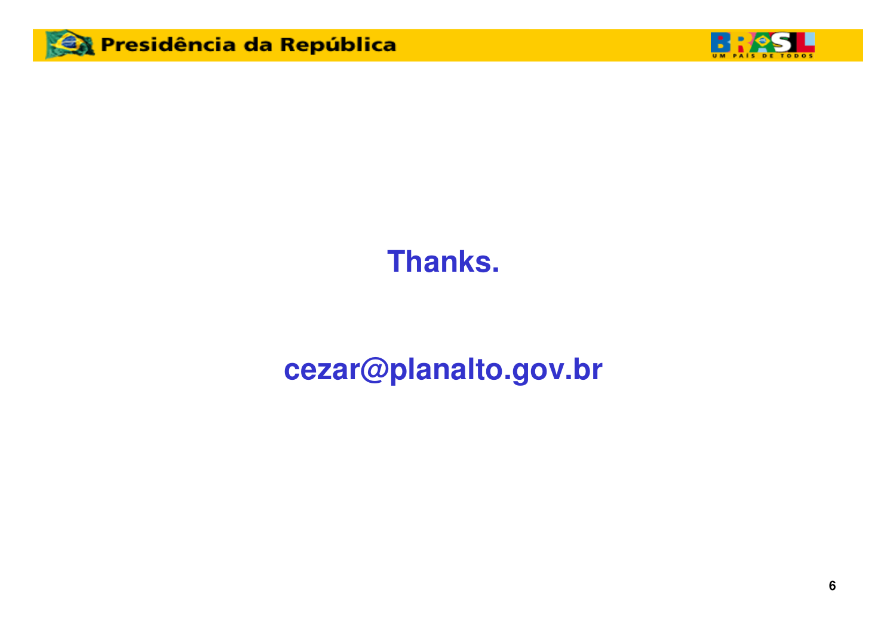**Thanks.**

**cezar@planalto.gov.br**